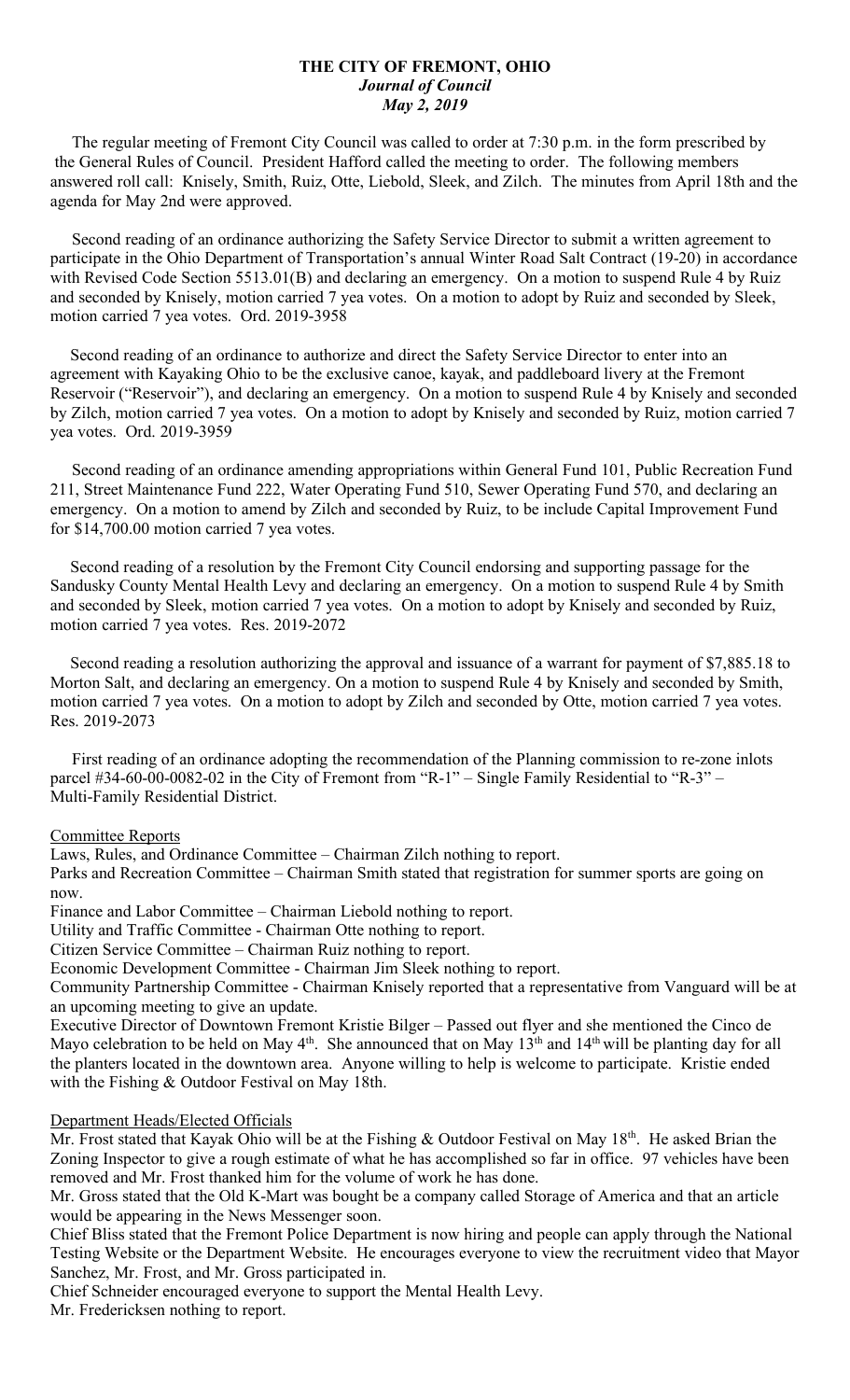**THE CITY OF FREMONT, OHIO**
***Journal of Council***
***May 2, 2019***

The regular meeting of Fremont City Council was called to order at 7:30 p.m. in the form prescribed by the General Rules of Council. President Hafford called the meeting to order. The following members answered roll call: Knisely, Smith, Ruiz, Otte, Liebold, Sleek, and Zilch. The minutes from April 18th and the agenda for May 2nd were approved.

Second reading of an ordinance authorizing the Safety Service Director to submit a written agreement to participate in the Ohio Department of Transportation's annual Winter Road Salt Contract (19-20) in accordance with Revised Code Section 5513.01(B) and declaring an emergency. On a motion to suspend Rule 4 by Ruiz and seconded by Knisely, motion carried 7 yea votes. On a motion to adopt by Ruiz and seconded by Sleek, motion carried 7 yea votes. Ord. 2019-3958

Second reading of an ordinance to authorize and direct the Safety Service Director to enter into an agreement with Kayaking Ohio to be the exclusive canoe, kayak, and paddleboard livery at the Fremont Reservoir ("Reservoir"), and declaring an emergency. On a motion to suspend Rule 4 by Knisely and seconded by Zilch, motion carried 7 yea votes. On a motion to adopt by Knisely and seconded by Ruiz, motion carried 7 yea votes. Ord. 2019-3959

Second reading of an ordinance amending appropriations within General Fund 101, Public Recreation Fund 211, Street Maintenance Fund 222, Water Operating Fund 510, Sewer Operating Fund 570, and declaring an emergency. On a motion to amend by Zilch and seconded by Ruiz, to be include Capital Improvement Fund for $14,700.00 motion carried 7 yea votes.

Second reading of a resolution by the Fremont City Council endorsing and supporting passage for the Sandusky County Mental Health Levy and declaring an emergency. On a motion to suspend Rule 4 by Smith and seconded by Sleek, motion carried 7 yea votes. On a motion to adopt by Knisely and seconded by Ruiz, motion carried 7 yea votes. Res. 2019-2072

Second reading a resolution authorizing the approval and issuance of a warrant for payment of $7,885.18 to Morton Salt, and declaring an emergency. On a motion to suspend Rule 4 by Knisely and seconded by Smith, motion carried 7 yea votes. On a motion to adopt by Zilch and seconded by Otte, motion carried 7 yea votes. Res. 2019-2073

First reading of an ordinance adopting the recommendation of the Planning commission to re-zone inlots parcel #34-60-00-0082-02 in the City of Fremont from "R-1" – Single Family Residential to "R-3" – Multi-Family Residential District.

Committee Reports

Laws, Rules, and Ordinance Committee – Chairman Zilch nothing to report.

Parks and Recreation Committee – Chairman Smith stated that registration for summer sports are going on now.

Finance and Labor Committee – Chairman Liebold nothing to report.

Utility and Traffic Committee - Chairman Otte nothing to report.

Citizen Service Committee – Chairman Ruiz nothing to report.

Economic Development Committee - Chairman Jim Sleek nothing to report.

Community Partnership Committee - Chairman Knisely reported that a representative from Vanguard will be at an upcoming meeting to give an update.

Executive Director of Downtown Fremont Kristie Bilger – Passed out flyer and she mentioned the Cinco de Mayo celebration to be held on May 4th. She announced that on May 13th and 14th will be planting day for all the planters located in the downtown area. Anyone willing to help is welcome to participate. Kristie ended with the Fishing & Outdoor Festival on May 18th.

Department Heads/Elected Officials

Mr. Frost stated that Kayak Ohio will be at the Fishing & Outdoor Festival on May 18th. He asked Brian the Zoning Inspector to give a rough estimate of what he has accomplished so far in office. 97 vehicles have been removed and Mr. Frost thanked him for the volume of work he has done.

Mr. Gross stated that the Old K-Mart was bought be a company called Storage of America and that an article would be appearing in the News Messenger soon.

Chief Bliss stated that the Fremont Police Department is now hiring and people can apply through the National Testing Website or the Department Website. He encourages everyone to view the recruitment video that Mayor Sanchez, Mr. Frost, and Mr. Gross participated in.

Chief Schneider encouraged everyone to support the Mental Health Levy.

Mr. Fredericksen nothing to report.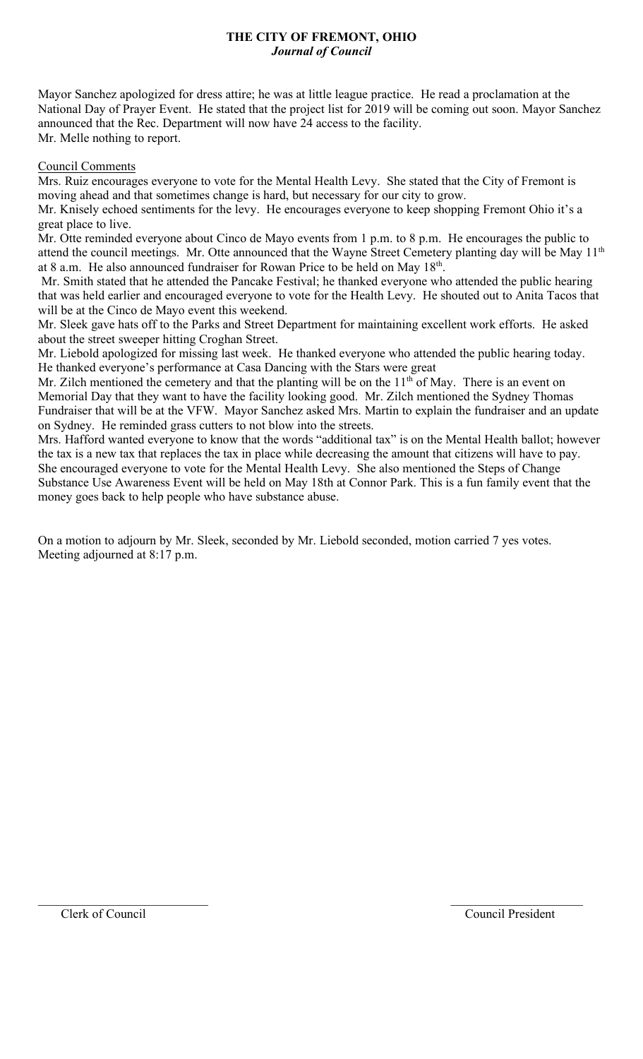**THE CITY OF FREMONT, OHIO**
***Journal of Council***

Mayor Sanchez apologized for dress attire; he was at little league practice. He read a proclamation at the National Day of Prayer Event. He stated that the project list for 2019 will be coming out soon. Mayor Sanchez announced that the Rec. Department will now have 24 access to the facility.
Mr. Melle nothing to report.

Council Comments

Mrs. Ruiz encourages everyone to vote for the Mental Health Levy. She stated that the City of Fremont is moving ahead and that sometimes change is hard, but necessary for our city to grow.
Mr. Knisely echoed sentiments for the levy. He encourages everyone to keep shopping Fremont Ohio it's a great place to live.
Mr. Otte reminded everyone about Cinco de Mayo events from 1 p.m. to 8 p.m. He encourages the public to attend the council meetings. Mr. Otte announced that the Wayne Street Cemetery planting day will be May 11th at 8 a.m. He also announced fundraiser for Rowan Price to be held on May 18th.
Mr. Smith stated that he attended the Pancake Festival; he thanked everyone who attended the public hearing that was held earlier and encouraged everyone to vote for the Health Levy. He shouted out to Anita Tacos that will be at the Cinco de Mayo event this weekend.
Mr. Sleek gave hats off to the Parks and Street Department for maintaining excellent work efforts. He asked about the street sweeper hitting Croghan Street.
Mr. Liebold apologized for missing last week. He thanked everyone who attended the public hearing today. He thanked everyone's performance at Casa Dancing with the Stars were great
Mr. Zilch mentioned the cemetery and that the planting will be on the 11th of May. There is an event on Memorial Day that they want to have the facility looking good. Mr. Zilch mentioned the Sydney Thomas Fundraiser that will be at the VFW. Mayor Sanchez asked Mrs. Martin to explain the fundraiser and an update on Sydney. He reminded grass cutters to not blow into the streets.
Mrs. Hafford wanted everyone to know that the words "additional tax" is on the Mental Health ballot; however the tax is a new tax that replaces the tax in place while decreasing the amount that citizens will have to pay. She encouraged everyone to vote for the Mental Health Levy. She also mentioned the Steps of Change Substance Use Awareness Event will be held on May 18th at Connor Park. This is a fun family event that the money goes back to help people who have substance abuse.

On a motion to adjourn by Mr. Sleek, seconded by Mr. Liebold seconded, motion carried 7 yes votes.
Meeting adjourned at 8:17 p.m.

\_\_\_\_\_\_\_\_\_\_\_\_\_\_\_\_\_\_\_\_\_\_\_\_\_\_\_\_ \_\_\_\_\_\_\_\_\_\_\_\_\_\_\_\_\_\_\_\_\_\_\_\_

Clerk of Council Council President